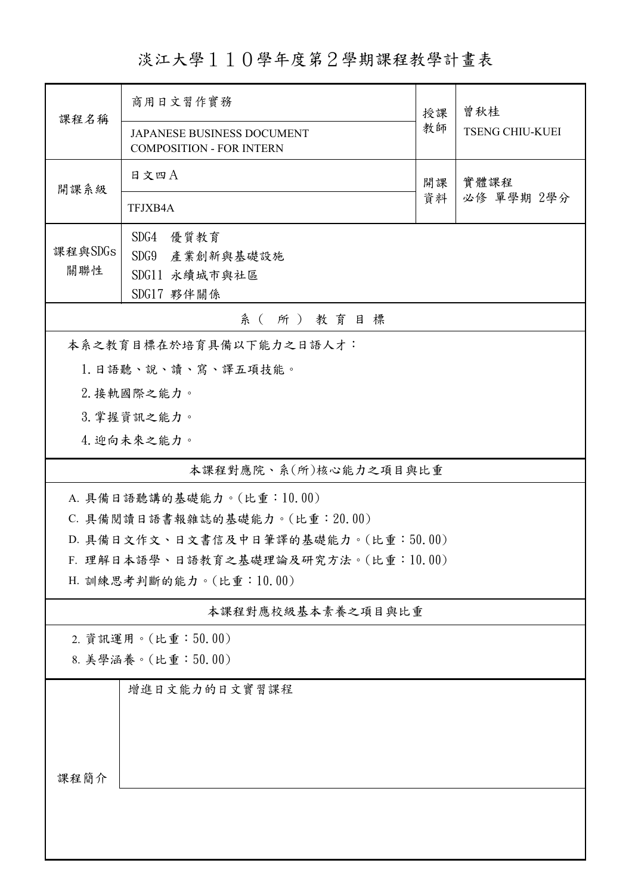# 淡江大學１１０學年度第２學期課程教學計畫表

| 課程名稱 | 商用日文習作實務<br>JAPANESE BUSINESS DOCUMENT COMPOSITION - FOR INTERN | 授課教師 | 曾秋桂<br>TSENG CHIU-KUEI |
|---|---|---|---|
| 開課系級 | 日文四A<br>TFJXB4A | 開課資料 | 實體課程<br>必修 單學期 2學分 |
| 課程與SDGs關聯性 | SDG4 優質教育<br>SDG9 產業創新與基礎設施<br>SDG11 永續城市與社區<br>SDG17 夥伴關係 | | |

## 系（所）教育目標

本系之教育目標在於培育具備以下能力之日語人才：

1. 日語聽、說、讀、寫、譯五項技能。
2. 接軌國際之能力。
3. 掌握資訊之能力。
4. 迎向未來之能力。

## 本課程對應院、系(所)核心能力之項目與比重

A. 具備日語聽講的基礎能力。(比重：10.00)

C. 具備閱讀日語書報雜誌的基礎能力。(比重：20.00)

D. 具備日文作文、日文書信及中日筆譯的基礎能力。(比重：50.00)

F. 理解日本語學、日語教育之基礎理論及研究方法。(比重：10.00)

H. 訓練思考判斷的能力。(比重：10.00)

## 本課程對應校級基本素養之項目與比重

2. 資訊運用。(比重：50.00)

8. 美學涵養。(比重：50.00)

| 課程簡介 | 增進日文能力的日文實習課程 |
|---|---|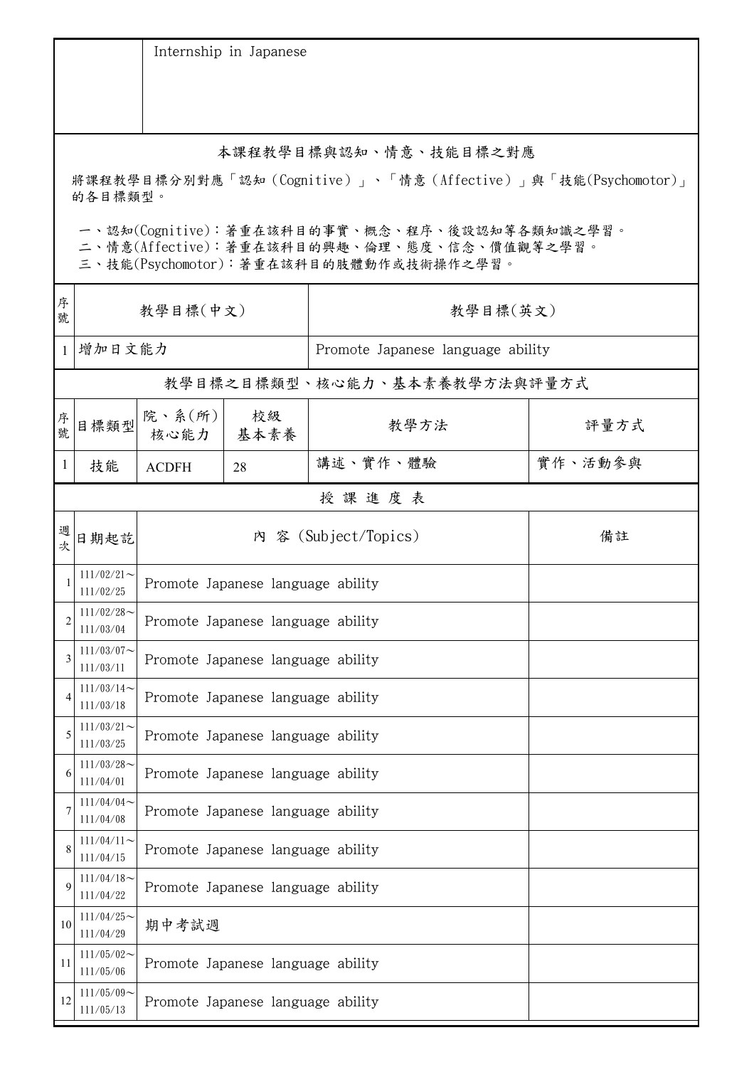| | Internship in Japanese |
|---|---|

## 本課程教學目標與認知、情意、技能目標之對應

將課程教學目標分別對應「認知（Cognitive）」、「情意（Affective）」與「技能(Psychomotor)」的各目標類型。

一、認知(Cognitive)：著重在該科目的事實、概念、程序、後設認知等各類知識之學習。
二、情意(Affective)：著重在該科目的興趣、倫理、態度、信念、價值觀等之學習。
三、技能(Psychomotor)：著重在該科目的肢體動作或技術操作之學習。

| 序號 | 教學目標(中文) | 教學目標(英文) |
|---|---|---|
| 1 | 增加日文能力 | Promote Japanese language ability |

## 教學目標之目標類型、核心能力、基本素養教學方法與評量方式

| 序號 | 目標類型 | 院、系(所)核心能力 | 校級基本素養 | 教學方法 | 評量方式 |
|---|---|---|---|---|---|
| 1 | 技能 | ACDFH | 28 | 講述、實作、體驗 | 實作、活動參與 |

## 授 課 進 度 表

| 週次 | 日期起訖 | 內 容 (Subject/Topics) | 備註 |
|---|---|---|---|
| 1 | 111/02/21～111/02/25 | Promote Japanese language ability | |
| 2 | 111/02/28～111/03/04 | Promote Japanese language ability | |
| 3 | 111/03/07～111/03/11 | Promote Japanese language ability | |
| 4 | 111/03/14～111/03/18 | Promote Japanese language ability | |
| 5 | 111/03/21～111/03/25 | Promote Japanese language ability | |
| 6 | 111/03/28～111/04/01 | Promote Japanese language ability | |
| 7 | 111/04/04～111/04/08 | Promote Japanese language ability | |
| 8 | 111/04/11～111/04/15 | Promote Japanese language ability | |
| 9 | 111/04/18～111/04/22 | Promote Japanese language ability | |
| 10 | 111/04/25～111/04/29 | 期中考試週 | |
| 11 | 111/05/02～111/05/06 | Promote Japanese language ability | |
| 12 | 111/05/09～111/05/13 | Promote Japanese language ability | |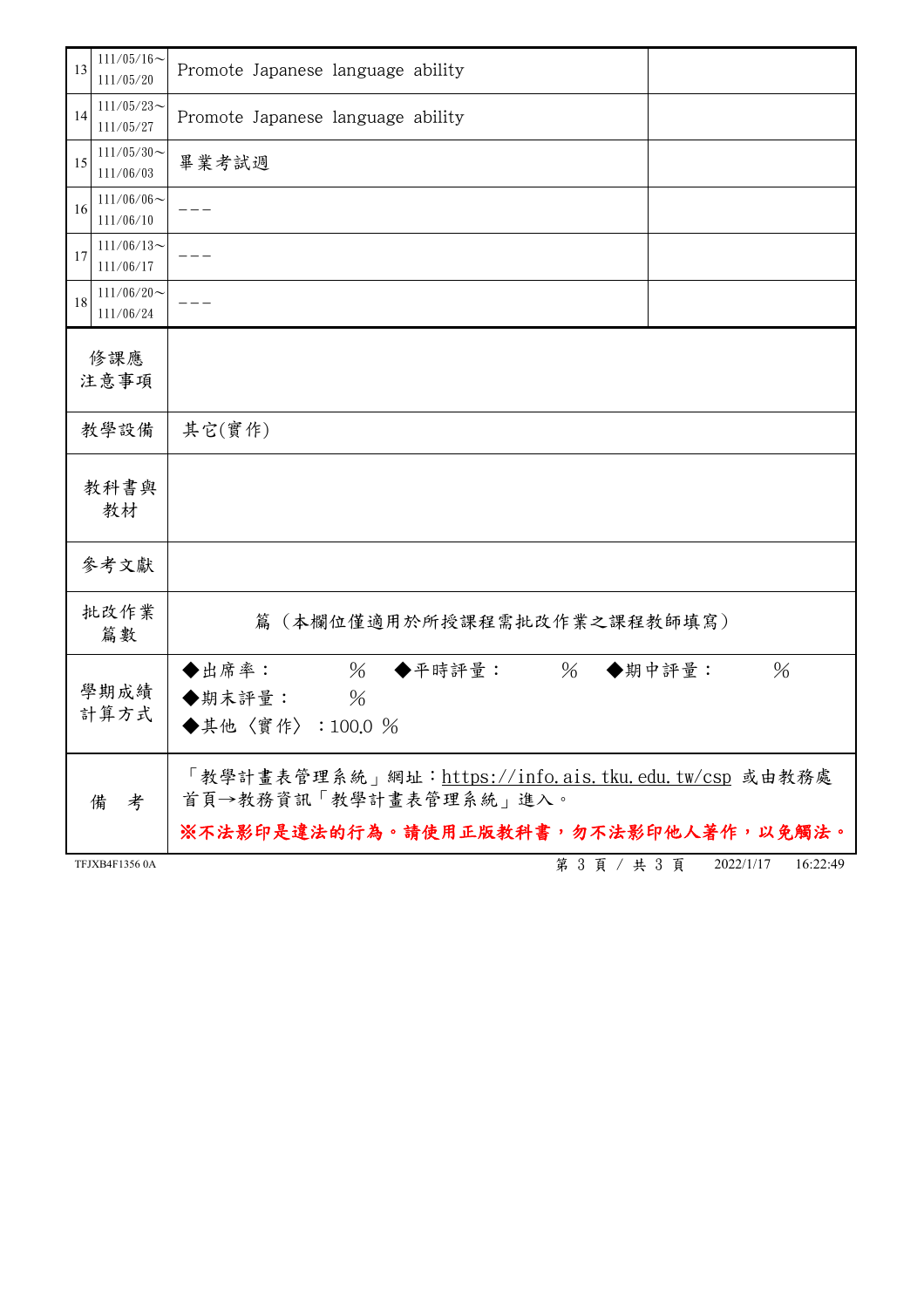| | | | |
|---|---|---|---|
| 13 | 111/05/16～<br>111/05/20 | Promote Japanese language ability | |
| 14 | 111/05/23～<br>111/05/27 | Promote Japanese language ability | |
| 15 | 111/05/30～<br>111/06/03 | 畢業考試週 | |
| 16 | 111/06/06～<br>111/06/10 | ‐‐‐ | |
| 17 | 111/06/13～<br>111/06/17 | ‐‐‐ | |
| 18 | 111/06/20～<br>111/06/24 | ‐‐‐ | |

| | |
|---|---|
| 修課應<br>注意事項 | |
| 教學設備 | 其它(實作) |
| 教科書與<br>教材 | |
| 參考文獻 | |
| 批改作業<br>篇數 | 篇（本欄位僅適用於所授課程需批改作業之課程教師填寫） |
| 學期成績<br>計算方式 | ◆出席率：　　％　◆平時評量：　　％　◆期中評量：　　％<br>◆期末評量：　　％<br>◆其他〈實作〉：100.0 ％ |
| 備　考 | 「教學計畫表管理系統」網址：https://info.ais.tku.edu.tw/csp 或由教務處首頁→教務資訊「教學計畫表管理系統」進入。<br>**※不法影印是違法的行為。請使用正版教科書，勿不法影印他人著作，以免觸法。** |

TFJXB4F1356 0A　　2022/1/17　16:22:49